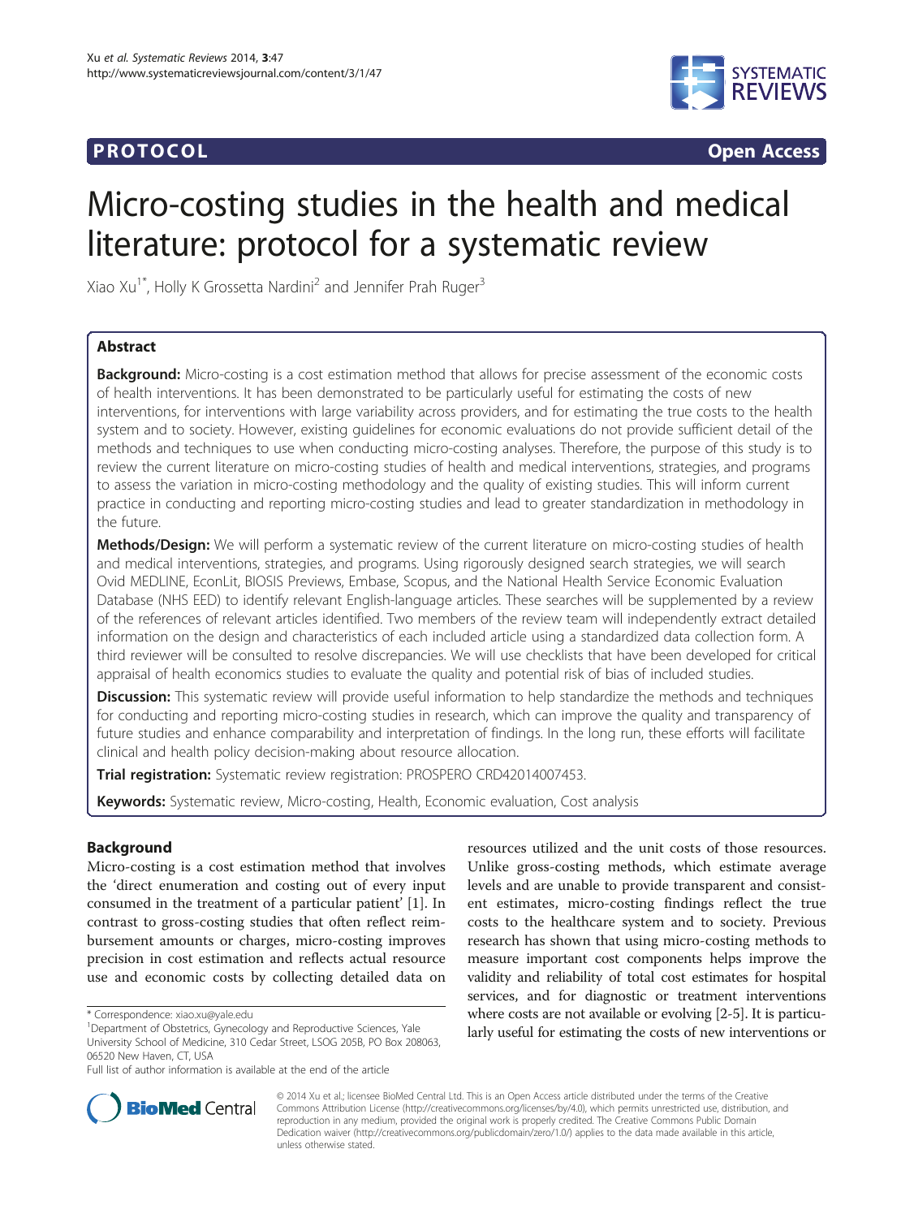**PROTOCOL** **Open Access**

# Micro-costing studies in the health and medical literature: protocol for a systematic review

Xiao Xu[1*], Holly K Grossetta Nardini[2] and Jennifer Prah Ruger[3]

## Abstract

**Background:** Micro-costing is a cost estimation method that allows for precise assessment of the economic costs of health interventions. It has been demonstrated to be particularly useful for estimating the costs of new interventions, for interventions with large variability across providers, and for estimating the true costs to the health system and to society. However, existing guidelines for economic evaluations do not provide sufficient detail of the methods and techniques to use when conducting micro-costing analyses. Therefore, the purpose of this study is to review the current literature on micro-costing studies of health and medical interventions, strategies, and programs to assess the variation in micro-costing methodology and the quality of existing studies. This will inform current practice in conducting and reporting micro-costing studies and lead to greater standardization in methodology in the future.

**Methods/Design:** We will perform a systematic review of the current literature on micro-costing studies of health and medical interventions, strategies, and programs. Using rigorously designed search strategies, we will search Ovid MEDLINE, EconLit, BIOSIS Previews, Embase, Scopus, and the National Health Service Economic Evaluation Database (NHS EED) to identify relevant English-language articles. These searches will be supplemented by a review of the references of relevant articles identified. Two members of the review team will independently extract detailed information on the design and characteristics of each included article using a standardized data collection form. A third reviewer will be consulted to resolve discrepancies. We will use checklists that have been developed for critical appraisal of health economics studies to evaluate the quality and potential risk of bias of included studies.

**Discussion:** This systematic review will provide useful information to help standardize the methods and techniques for conducting and reporting micro-costing studies in research, which can improve the quality and transparency of future studies and enhance comparability and interpretation of findings. In the long run, these efforts will facilitate clinical and health policy decision-making about resource allocation.

**Trial registration:** Systematic review registration: PROSPERO CRD42014007453.

**Keywords:** Systematic review, Micro-costing, Health, Economic evaluation, Cost analysis

## Background

Micro-costing is a cost estimation method that involves the 'direct enumeration and costing out of every input consumed in the treatment of a particular patient' [1]. In contrast to gross-costing studies that often reflect reimbursement amounts or charges, micro-costing improves precision in cost estimation and reflects actual resource use and economic costs by collecting detailed data on resources utilized and the unit costs of those resources. Unlike gross-costing methods, which estimate average levels and are unable to provide transparent and consistent estimates, micro-costing findings reflect the true costs to the healthcare system and to society. Previous research has shown that using micro-costing methods to measure important cost components helps improve the validity and reliability of total cost estimates for hospital services, and for diagnostic or treatment interventions where costs are not available or evolving [2-5]. It is particularly useful for estimating the costs of new interventions or

\* Correspondence: xiao.xu@yale.edu
[1]Department of Obstetrics, Gynecology and Reproductive Sciences, Yale University School of Medicine, 310 Cedar Street, LSOG 205B, PO Box 208063, 06520 New Haven, CT, USA
Full list of author information is available at the end of the article

© 2014 Xu et al.; licensee BioMed Central Ltd. This is an Open Access article distributed under the terms of the Creative Commons Attribution License (http://creativecommons.org/licenses/by/4.0), which permits unrestricted use, distribution, and reproduction in any medium, provided the original work is properly credited. The Creative Commons Public Domain Dedication waiver (http://creativecommons.org/publicdomain/zero/1.0/) applies to the data made available in this article, unless otherwise stated.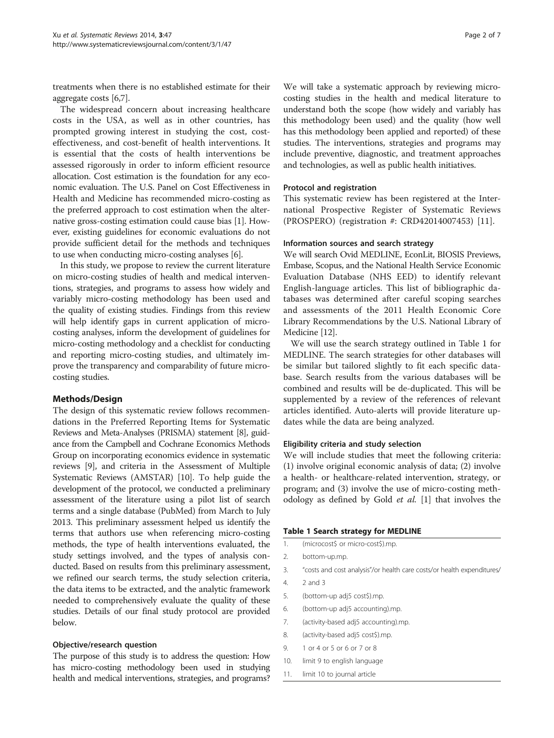treatments when there is no established estimate for their aggregate costs [6,7].

The widespread concern about increasing healthcare costs in the USA, as well as in other countries, has prompted growing interest in studying the cost, cost-effectiveness, and cost-benefit of health interventions. It is essential that the costs of health interventions be assessed rigorously in order to inform efficient resource allocation. Cost estimation is the foundation for any economic evaluation. The U.S. Panel on Cost Effectiveness in Health and Medicine has recommended micro-costing as the preferred approach to cost estimation when the alternative gross-costing estimation could cause bias [1]. However, existing guidelines for economic evaluations do not provide sufficient detail for the methods and techniques to use when conducting micro-costing analyses [6].

In this study, we propose to review the current literature on micro-costing studies of health and medical interventions, strategies, and programs to assess how widely and variably micro-costing methodology has been used and the quality of existing studies. Findings from this review will help identify gaps in current application of micro-costing analyses, inform the development of guidelines for micro-costing methodology and a checklist for conducting and reporting micro-costing studies, and ultimately improve the transparency and comparability of future micro-costing studies.

## Methods/Design

The design of this systematic review follows recommendations in the Preferred Reporting Items for Systematic Reviews and Meta-Analyses (PRISMA) statement [8], guidance from the Campbell and Cochrane Economics Methods Group on incorporating economics evidence in systematic reviews [9], and criteria in the Assessment of Multiple Systematic Reviews (AMSTAR) [10]. To help guide the development of the protocol, we conducted a preliminary assessment of the literature using a pilot list of search terms and a single database (PubMed) from March to July 2013. This preliminary assessment helped us identify the terms that authors use when referencing micro-costing methods, the type of health interventions evaluated, the study settings involved, and the types of analysis conducted. Based on results from this preliminary assessment, we refined our search terms, the study selection criteria, the data items to be extracted, and the analytic framework needed to comprehensively evaluate the quality of these studies. Details of our final study protocol are provided below.

### Objective/research question

The purpose of this study is to address the question: How has micro-costing methodology been used in studying health and medical interventions, strategies, and programs? We will take a systematic approach by reviewing micro-costing studies in the health and medical literature to understand both the scope (how widely and variably has this methodology been used) and the quality (how well has this methodology been applied and reported) of these studies. The interventions, strategies and programs may include preventive, diagnostic, and treatment approaches and technologies, as well as public health initiatives.

### Protocol and registration

This systematic review has been registered at the International Prospective Register of Systematic Reviews (PROSPERO) (registration #: CRD42014007453) [11].

### Information sources and search strategy

We will search Ovid MEDLINE, EconLit, BIOSIS Previews, Embase, Scopus, and the National Health Service Economic Evaluation Database (NHS EED) to identify relevant English-language articles. This list of bibliographic databases was determined after careful scoping searches and assessments of the 2011 Health Economic Core Library Recommendations by the U.S. National Library of Medicine [12].

We will use the search strategy outlined in Table 1 for MEDLINE. The search strategies for other databases will be similar but tailored slightly to fit each specific database. Search results from the various databases will be combined and results will be de-duplicated. This will be supplemented by a review of the references of relevant articles identified. Auto-alerts will provide literature updates while the data are being analyzed.

### Eligibility criteria and study selection

We will include studies that meet the following criteria: (1) involve original economic analysis of data; (2) involve a health- or healthcare-related intervention, strategy, or program; and (3) involve the use of micro-costing methodology as defined by Gold *et al.* [1] that involves the

**Table 1 Search strategy for MEDLINE**

| | |
|---|---|
| 1. | (microcost$ or micro-cost$).mp. |
| 2. | bottom-up.mp. |
| 3. | "costs and cost analysis"/or health care costs/or health expenditures/ |
| 4. | 2 and 3 |
| 5. | (bottom-up adj5 cost$).mp. |
| 6. | (bottom-up adj5 accounting).mp. |
| 7. | (activity-based adj5 accounting).mp. |
| 8. | (activity-based adj5 cost$).mp. |
| 9. | 1 or 4 or 5 or 6 or 7 or 8 |
| 10. | limit 9 to english language |
| 11. | limit 10 to journal article |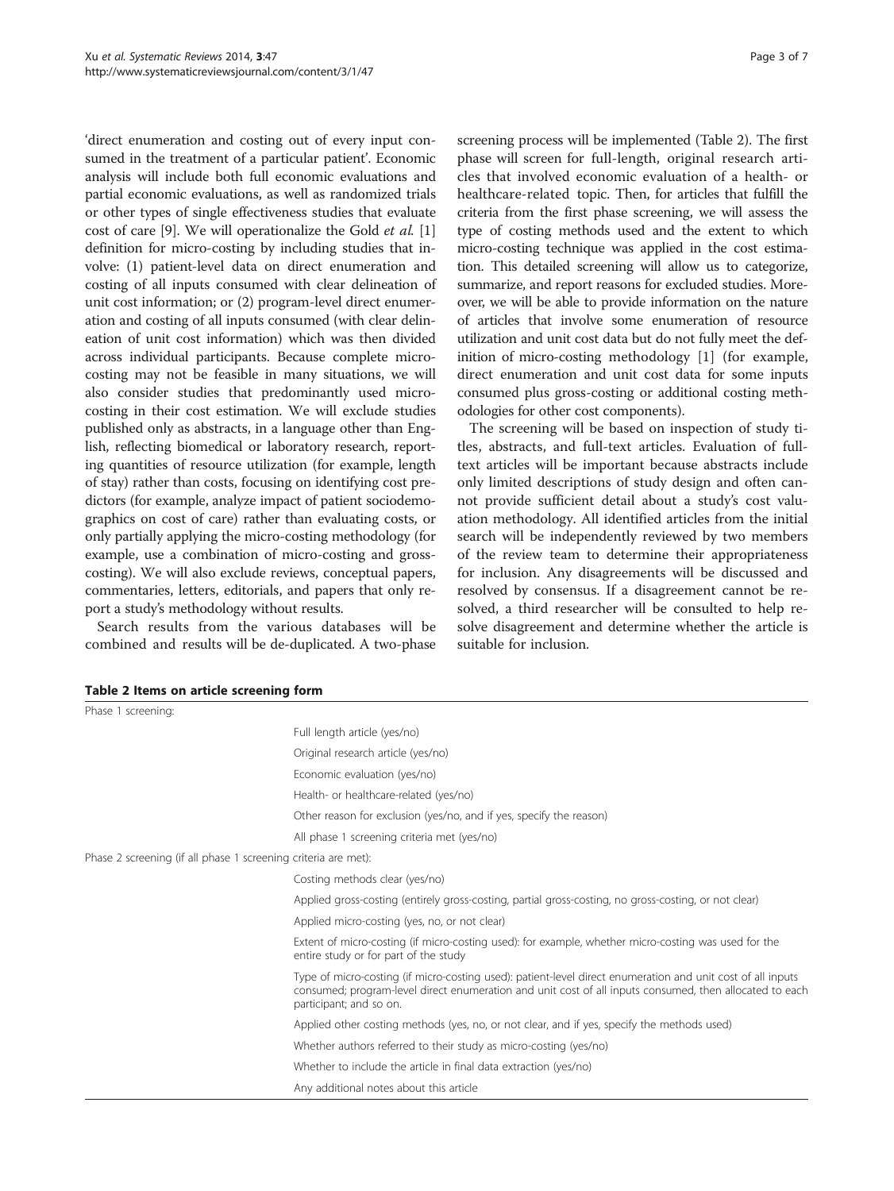'direct enumeration and costing out of every input consumed in the treatment of a particular patient'. Economic analysis will include both full economic evaluations and partial economic evaluations, as well as randomized trials or other types of single effectiveness studies that evaluate cost of care [9]. We will operationalize the Gold *et al.* [1] definition for micro-costing by including studies that involve: (1) patient-level data on direct enumeration and costing of all inputs consumed with clear delineation of unit cost information; or (2) program-level direct enumeration and costing of all inputs consumed (with clear delineation of unit cost information) which was then divided across individual participants. Because complete micro-costing may not be feasible in many situations, we will also consider studies that predominantly used micro-costing in their cost estimation. We will exclude studies published only as abstracts, in a language other than English, reflecting biomedical or laboratory research, reporting quantities of resource utilization (for example, length of stay) rather than costs, focusing on identifying cost predictors (for example, analyze impact of patient sociodemographics on cost of care) rather than evaluating costs, or only partially applying the micro-costing methodology (for example, use a combination of micro-costing and gross-costing). We will also exclude reviews, conceptual papers, commentaries, letters, editorials, and papers that only report a study's methodology without results.

Search results from the various databases will be combined and results will be de-duplicated. A two-phase screening process will be implemented (Table 2). The first phase will screen for full-length, original research articles that involved economic evaluation of a health- or healthcare-related topic. Then, for articles that fulfill the criteria from the first phase screening, we will assess the type of costing methods used and the extent to which micro-costing technique was applied in the cost estimation. This detailed screening will allow us to categorize, summarize, and report reasons for excluded studies. Moreover, we will be able to provide information on the nature of articles that involve some enumeration of resource utilization and unit cost data but do not fully meet the definition of micro-costing methodology [1] (for example, direct enumeration and unit cost data for some inputs consumed plus gross-costing or additional costing methodologies for other cost components).

The screening will be based on inspection of study titles, abstracts, and full-text articles. Evaluation of full-text articles will be important because abstracts include only limited descriptions of study design and often cannot provide sufficient detail about a study's cost valuation methodology. All identified articles from the initial search will be independently reviewed by two members of the review team to determine their appropriateness for inclusion. Any disagreements will be discussed and resolved by consensus. If a disagreement cannot be resolved, a third researcher will be consulted to help resolve disagreement and determine whether the article is suitable for inclusion.

**Table 2 Items on article screening form**

| | |
|---|---|
| Phase 1 screening: | |
| | Full length article (yes/no) |
| | Original research article (yes/no) |
| | Economic evaluation (yes/no) |
| | Health- or healthcare-related (yes/no) |
| | Other reason for exclusion (yes/no, and if yes, specify the reason) |
| | All phase 1 screening criteria met (yes/no) |
| Phase 2 screening (if all phase 1 screening criteria are met): | |
| | Costing methods clear (yes/no) |
| | Applied gross-costing (entirely gross-costing, partial gross-costing, no gross-costing, or not clear) |
| | Applied micro-costing (yes, no, or not clear) |
| | Extent of micro-costing (if micro-costing used): for example, whether micro-costing was used for the entire study or for part of the study |
| | Type of micro-costing (if micro-costing used): patient-level direct enumeration and unit cost of all inputs consumed; program-level direct enumeration and unit cost of all inputs consumed, then allocated to each participant; and so on. |
| | Applied other costing methods (yes, no, or not clear, and if yes, specify the methods used) |
| | Whether authors referred to their study as micro-costing (yes/no) |
| | Whether to include the article in final data extraction (yes/no) |
| | Any additional notes about this article |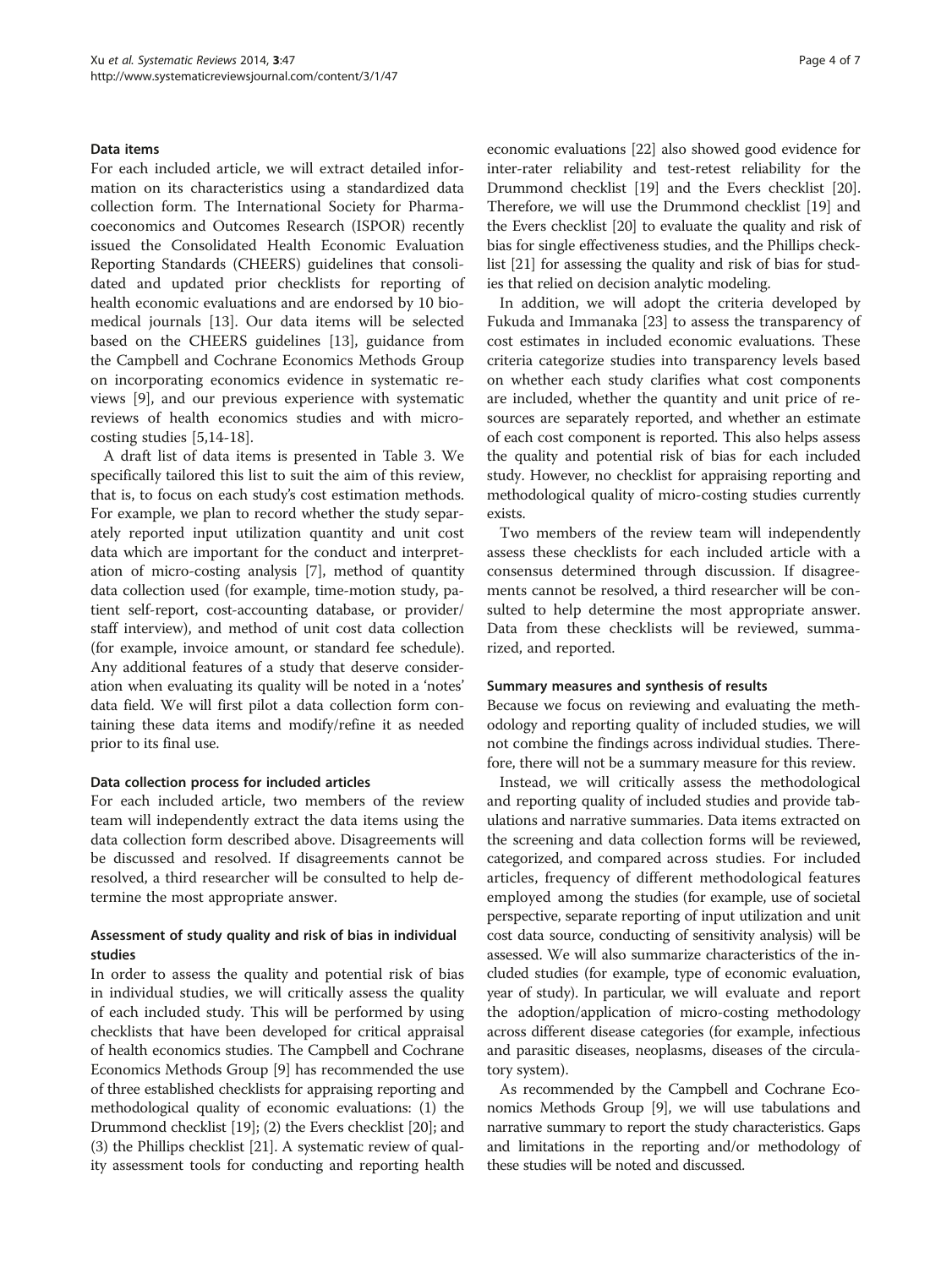### Data items

For each included article, we will extract detailed information on its characteristics using a standardized data collection form. The International Society for Pharmacoeconomics and Outcomes Research (ISPOR) recently issued the Consolidated Health Economic Evaluation Reporting Standards (CHEERS) guidelines that consolidated and updated prior checklists for reporting of health economic evaluations and are endorsed by 10 biomedical journals [13]. Our data items will be selected based on the CHEERS guidelines [13], guidance from the Campbell and Cochrane Economics Methods Group on incorporating economics evidence in systematic reviews [9], and our previous experience with systematic reviews of health economics studies and with micro-costing studies [5,14-18].

A draft list of data items is presented in Table 3. We specifically tailored this list to suit the aim of this review, that is, to focus on each study's cost estimation methods. For example, we plan to record whether the study separately reported input utilization quantity and unit cost data which are important for the conduct and interpretation of micro-costing analysis [7], method of quantity data collection used (for example, time-motion study, patient self-report, cost-accounting database, or provider/staff interview), and method of unit cost data collection (for example, invoice amount, or standard fee schedule). Any additional features of a study that deserve consideration when evaluating its quality will be noted in a 'notes' data field. We will first pilot a data collection form containing these data items and modify/refine it as needed prior to its final use.

### Data collection process for included articles

For each included article, two members of the review team will independently extract the data items using the data collection form described above. Disagreements will be discussed and resolved. If disagreements cannot be resolved, a third researcher will be consulted to help determine the most appropriate answer.

### Assessment of study quality and risk of bias in individual studies

In order to assess the quality and potential risk of bias in individual studies, we will critically assess the quality of each included study. This will be performed by using checklists that have been developed for critical appraisal of health economics studies. The Campbell and Cochrane Economics Methods Group [9] has recommended the use of three established checklists for appraising reporting and methodological quality of economic evaluations: (1) the Drummond checklist [19]; (2) the Evers checklist [20]; and (3) the Phillips checklist [21]. A systematic review of quality assessment tools for conducting and reporting health economic evaluations [22] also showed good evidence for inter-rater reliability and test-retest reliability for the Drummond checklist [19] and the Evers checklist [20]. Therefore, we will use the Drummond checklist [19] and the Evers checklist [20] to evaluate the quality and risk of bias for single effectiveness studies, and the Phillips checklist [21] for assessing the quality and risk of bias for studies that relied on decision analytic modeling.

In addition, we will adopt the criteria developed by Fukuda and Immanaka [23] to assess the transparency of cost estimates in included economic evaluations. These criteria categorize studies into transparency levels based on whether each study clarifies what cost components are included, whether the quantity and unit price of resources are separately reported, and whether an estimate of each cost component is reported. This also helps assess the quality and potential risk of bias for each included study. However, no checklist for appraising reporting and methodological quality of micro-costing studies currently exists.

Two members of the review team will independently assess these checklists for each included article with a consensus determined through discussion. If disagreements cannot be resolved, a third researcher will be consulted to help determine the most appropriate answer. Data from these checklists will be reviewed, summarized, and reported.

### Summary measures and synthesis of results

Because we focus on reviewing and evaluating the methodology and reporting quality of included studies, we will not combine the findings across individual studies. Therefore, there will not be a summary measure for this review.

Instead, we will critically assess the methodological and reporting quality of included studies and provide tabulations and narrative summaries. Data items extracted on the screening and data collection forms will be reviewed, categorized, and compared across studies. For included articles, frequency of different methodological features employed among the studies (for example, use of societal perspective, separate reporting of input utilization and unit cost data source, conducting of sensitivity analysis) will be assessed. We will also summarize characteristics of the included studies (for example, type of economic evaluation, year of study). In particular, we will evaluate and report the adoption/application of micro-costing methodology across different disease categories (for example, infectious and parasitic diseases, neoplasms, diseases of the circulatory system).

As recommended by the Campbell and Cochrane Economics Methods Group [9], we will use tabulations and narrative summary to report the study characteristics. Gaps and limitations in the reporting and/or methodology of these studies will be noted and discussed.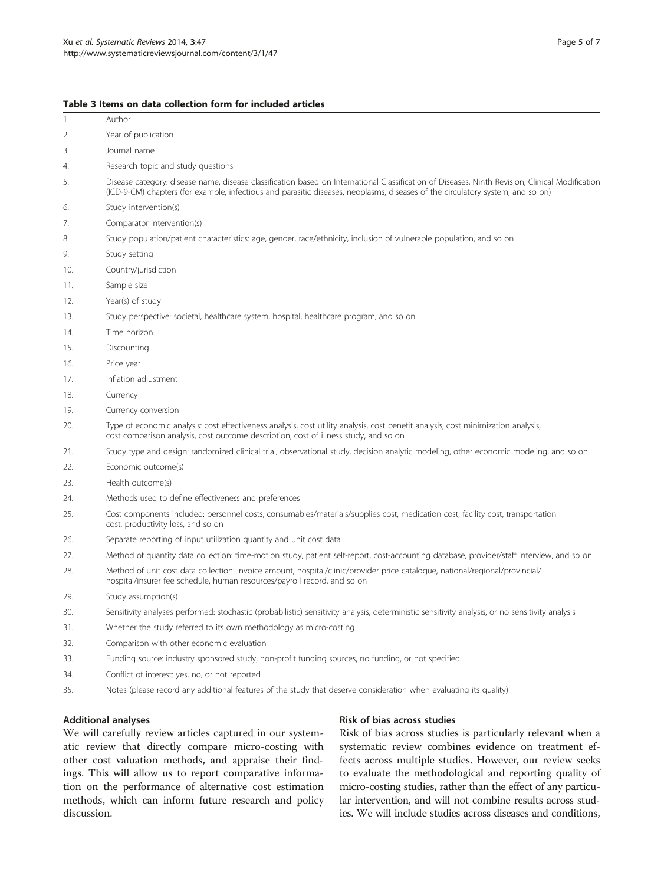**Table 3 Items on data collection form for included articles**

| | |
|---|---|
| 1. | Author |
| 2. | Year of publication |
| 3. | Journal name |
| 4. | Research topic and study questions |
| 5. | Disease category: disease name, disease classification based on International Classification of Diseases, Ninth Revision, Clinical Modification (ICD-9-CM) chapters (for example, infectious and parasitic diseases, neoplasms, diseases of the circulatory system, and so on) |
| 6. | Study intervention(s) |
| 7. | Comparator intervention(s) |
| 8. | Study population/patient characteristics: age, gender, race/ethnicity, inclusion of vulnerable population, and so on |
| 9. | Study setting |
| 10. | Country/jurisdiction |
| 11. | Sample size |
| 12. | Year(s) of study |
| 13. | Study perspective: societal, healthcare system, hospital, healthcare program, and so on |
| 14. | Time horizon |
| 15. | Discounting |
| 16. | Price year |
| 17. | Inflation adjustment |
| 18. | Currency |
| 19. | Currency conversion |
| 20. | Type of economic analysis: cost effectiveness analysis, cost utility analysis, cost benefit analysis, cost minimization analysis, cost comparison analysis, cost outcome description, cost of illness study, and so on |
| 21. | Study type and design: randomized clinical trial, observational study, decision analytic modeling, other economic modeling, and so on |
| 22. | Economic outcome(s) |
| 23. | Health outcome(s) |
| 24. | Methods used to define effectiveness and preferences |
| 25. | Cost components included: personnel costs, consumables/materials/supplies cost, medication cost, facility cost, transportation cost, productivity loss, and so on |
| 26. | Separate reporting of input utilization quantity and unit cost data |
| 27. | Method of quantity data collection: time-motion study, patient self-report, cost-accounting database, provider/staff interview, and so on |
| 28. | Method of unit cost data collection: invoice amount, hospital/clinic/provider price catalogue, national/regional/provincial/hospital/insurer fee schedule, human resources/payroll record, and so on |
| 29. | Study assumption(s) |
| 30. | Sensitivity analyses performed: stochastic (probabilistic) sensitivity analysis, deterministic sensitivity analysis, or no sensitivity analysis |
| 31. | Whether the study referred to its own methodology as micro-costing |
| 32. | Comparison with other economic evaluation |
| 33. | Funding source: industry sponsored study, non-profit funding sources, no funding, or not specified |
| 34. | Conflict of interest: yes, no, or not reported |
| 35. | Notes (please record any additional features of the study that deserve consideration when evaluating its quality) |

### Additional analyses

We will carefully review articles captured in our systematic review that directly compare micro-costing with other cost valuation methods, and appraise their findings. This will allow us to report comparative information on the performance of alternative cost estimation methods, which can inform future research and policy discussion.

### Risk of bias across studies

Risk of bias across studies is particularly relevant when a systematic review combines evidence on treatment effects across multiple studies. However, our review seeks to evaluate the methodological and reporting quality of micro-costing studies, rather than the effect of any particular intervention, and will not combine results across studies. We will include studies across diseases and conditions,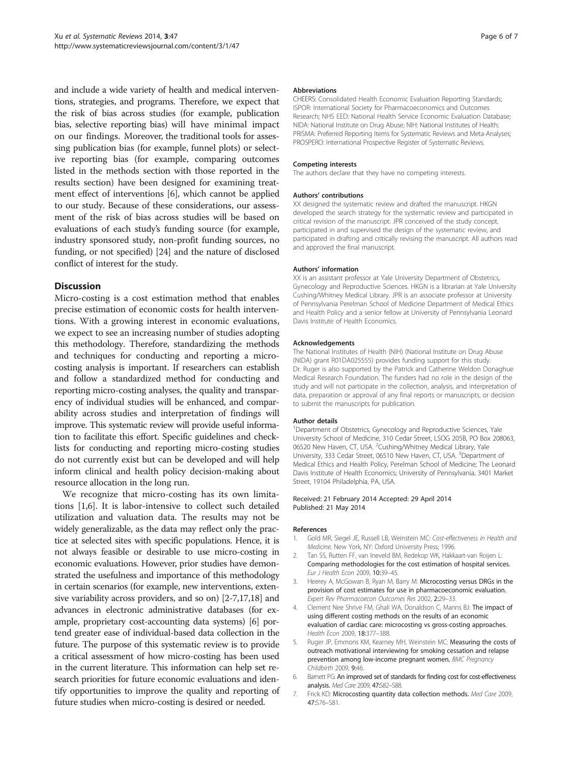and include a wide variety of health and medical interventions, strategies, and programs. Therefore, we expect that the risk of bias across studies (for example, publication bias, selective reporting bias) will have minimal impact on our findings. Moreover, the traditional tools for assessing publication bias (for example, funnel plots) or selective reporting bias (for example, comparing outcomes listed in the methods section with those reported in the results section) have been designed for examining treatment effect of interventions [6], which cannot be applied to our study. Because of these considerations, our assessment of the risk of bias across studies will be based on evaluations of each study's funding source (for example, industry sponsored study, non-profit funding sources, no funding, or not specified) [24] and the nature of disclosed conflict of interest for the study.

## Discussion

Micro-costing is a cost estimation method that enables precise estimation of economic costs for health interventions. With a growing interest in economic evaluations, we expect to see an increasing number of studies adopting this methodology. Therefore, standardizing the methods and techniques for conducting and reporting a micro-costing analysis is important. If researchers can establish and follow a standardized method for conducting and reporting micro-costing analyses, the quality and transparency of individual studies will be enhanced, and comparability across studies and interpretation of findings will improve. This systematic review will provide useful information to facilitate this effort. Specific guidelines and checklists for conducting and reporting micro-costing studies do not currently exist but can be developed and will help inform clinical and health policy decision-making about resource allocation in the long run.

We recognize that micro-costing has its own limitations [1,6]. It is labor-intensive to collect such detailed utilization and valuation data. The results may not be widely generalizable, as the data may reflect only the practice at selected sites with specific populations. Hence, it is not always feasible or desirable to use micro-costing in economic evaluations. However, prior studies have demonstrated the usefulness and importance of this methodology in certain scenarios (for example, new interventions, extensive variability across providers, and so on) [2-7,17,18] and advances in electronic administrative databases (for example, proprietary cost-accounting data systems) [6] portend greater ease of individual-based data collection in the future. The purpose of this systematic review is to provide a critical assessment of how micro-costing has been used in the current literature. This information can help set research priorities for future economic evaluations and identify opportunities to improve the quality and reporting of future studies when micro-costing is desired or needed.

#### Abbreviations

CHEERS: Consolidated Health Economic Evaluation Reporting Standards; ISPOR: International Society for Pharmacoeconomics and Outcomes Research; NHS EED: National Health Service Economic Evaluation Database; NIDA: National Institute on Drug Abuse; NIH: National Institutes of Health; PRISMA: Preferred Reporting Items for Systematic Reviews and Meta-Analyses; PROSPERO: International Prospective Register of Systematic Reviews.

#### Competing interests

The authors declare that they have no competing interests.

#### Authors' contributions

XX designed the systematic review and drafted the manuscript. HKGN developed the search strategy for the systematic review and participated in critical revision of the manuscript. JPR conceived of the study concept, participated in and supervised the design of the systematic review, and participated in drafting and critically revising the manuscript. All authors read and approved the final manuscript.

#### Authors' information

XX is an assistant professor at Yale University Department of Obstetrics, Gynecology and Reproductive Sciences. HKGN is a librarian at Yale University Cushing/Whitney Medical Library. JPR is an associate professor at University of Pennsylvania Perelman School of Medicine Department of Medical Ethics and Health Policy and a senior fellow at University of Pennsylvania Leonard Davis Institute of Health Economics.

#### Acknowledgements

The National Institutes of Health (NIH) (National Institute on Drug Abuse (NIDA) grant R01DA025555) provides funding support for this study. Dr. Ruger is also supported by the Patrick and Catherine Weldon Donaghue Medical Research Foundation. The funders had no role in the design of the study and will not participate in the collection, analysis, and interpretation of data, preparation or approval of any final reports or manuscripts, or decision to submit the manuscripts for publication.

#### Author details

[1]Department of Obstetrics, Gynecology and Reproductive Sciences, Yale University School of Medicine, 310 Cedar Street, LSOG 205B, PO Box 208063, 06520 New Haven, CT, USA. [2]Cushing/Whitney Medical Library, Yale University, 333 Cedar Street, 06510 New Haven, CT, USA. [3]Department of Medical Ethics and Health Policy, Perelman School of Medicine; The Leonard Davis Institute of Health Economics; University of Pennsylvania, 3401 Market Street, 19104 Philadelphia, PA, USA.

Received: 21 February 2014 Accepted: 29 April 2014
Published: 21 May 2014

#### References

1. Gold MR, Siegel JE, Russell LB, Weinstein MC: *Cost-effectiveness in Health and Medicine*. New York, NY: Oxford University Press; 1996.
2. Tan SS, Rutten FF, van Ineveld BM, Redekop WK, Hakkaart-van Roijen L: **Comparing methodologies for the cost estimation of hospital services.** *Eur J Health Econ* 2009, 10:39–45.
3. Heerey A, McGowan B, Ryan M, Barry M: **Microcosting versus DRGs in the provision of cost estimates for use in pharmacoeconomic evaluation.** *Expert Rev Pharmacoecon Outcomes Res* 2002, 2:29–33.
4. Clement Nee Shrive FM, Ghali WA, Donaldson C, Manns BJ: **The impact of using different costing methods on the results of an economic evaluation of cardiac care: microcosting vs gross-costing approaches.** *Health Econ* 2009, 18:377–388.
5. Ruger JP, Emmons KM, Kearney MH, Weinstein MC: **Measuring the costs of outreach motivational interviewing for smoking cessation and relapse prevention among low-income pregnant women.** *BMC Pregnancy Childbirth* 2009, 9:46.
6. Barnett PG: **An improved set of standards for finding cost for cost-effectiveness analysis.** *Med Care* 2009, 47:S82–S88.
7. Frick KD: **Microcosting quantity data collection methods.** *Med Care* 2009, 47:S76–S81.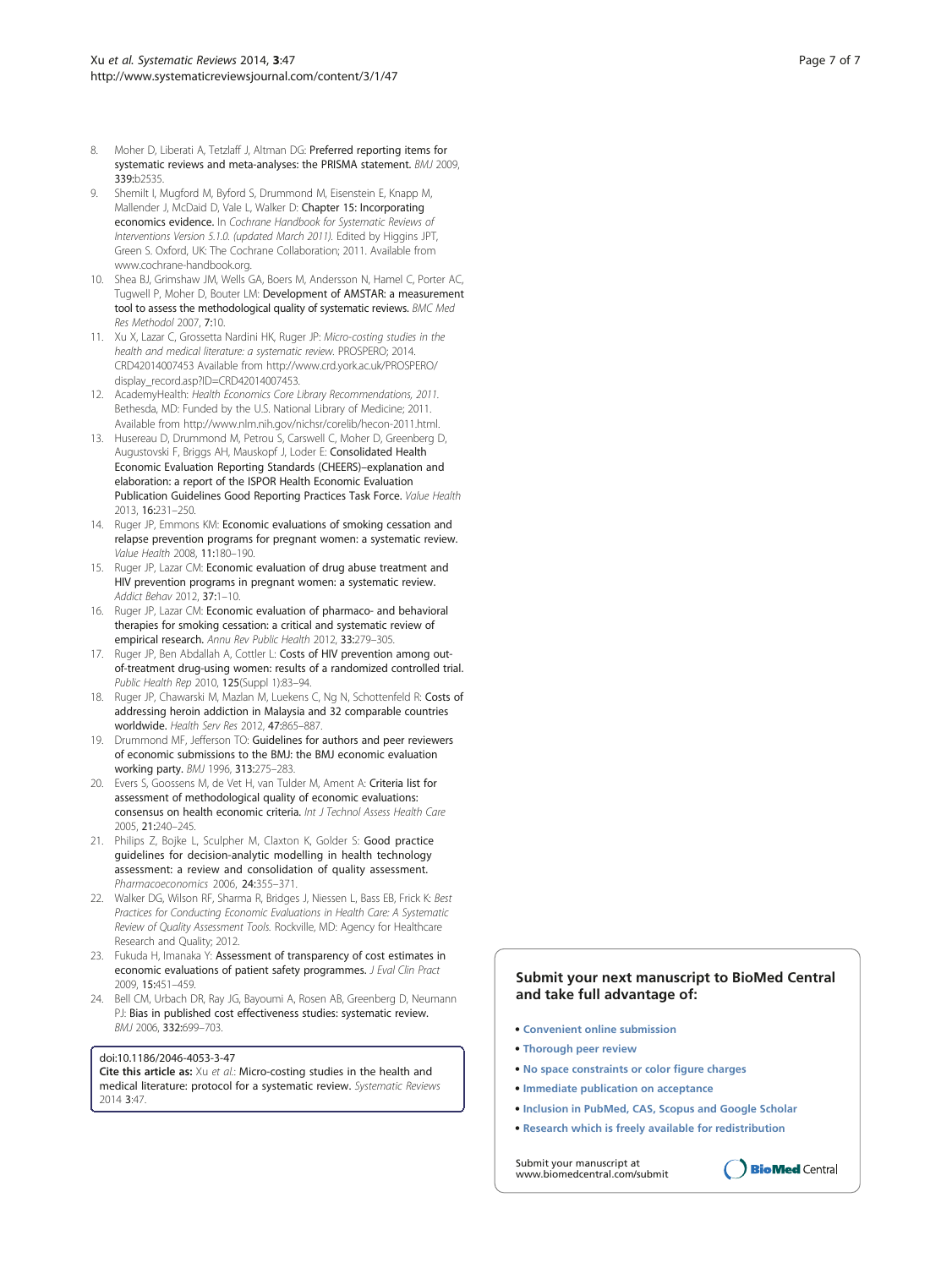8. Moher D, Liberati A, Tetzlaff J, Altman DG: **Preferred reporting items for systematic reviews and meta-analyses: the PRISMA statement.** *BMJ* 2009, **339:**b2535.
9. Shemilt I, Mugford M, Byford S, Drummond M, Eisenstein E, Knapp M, Mallender J, McDaid D, Vale L, Walker D: **Chapter 15: Incorporating economics evidence.** In *Cochrane Handbook for Systematic Reviews of Interventions Version 5.1.0. (updated March 2011).* Edited by Higgins JPT, Green S. Oxford, UK: The Cochrane Collaboration; 2011. Available from www.cochrane-handbook.org.
10. Shea BJ, Grimshaw JM, Wells GA, Boers M, Andersson N, Hamel C, Porter AC, Tugwell P, Moher D, Bouter LM: **Development of AMSTAR: a measurement tool to assess the methodological quality of systematic reviews.** *BMC Med Res Methodol* 2007, **7:**10.
11. Xu X, Lazar C, Grossetta Nardini HK, Ruger JP: *Micro-costing studies in the health and medical literature: a systematic review.* PROSPERO; 2014. CRD42014007453 Available from http://www.crd.york.ac.uk/PROSPERO/display_record.asp?ID=CRD42014007453.
12. AcademyHealth: *Health Economics Core Library Recommendations, 2011.* Bethesda, MD: Funded by the U.S. National Library of Medicine; 2011. Available from http://www.nlm.nih.gov/nichsr/corelib/hecon-2011.html.
13. Husereau D, Drummond M, Petrou S, Carswell C, Moher D, Greenberg D, Augustovski F, Briggs AH, Mauskopf J, Loder E: **Consolidated Health Economic Evaluation Reporting Standards (CHEERS)–explanation and elaboration: a report of the ISPOR Health Economic Evaluation Publication Guidelines Good Reporting Practices Task Force.** *Value Health* 2013, **16:**231–250.
14. Ruger JP, Emmons KM: **Economic evaluations of smoking cessation and relapse prevention programs for pregnant women: a systematic review.** *Value Health* 2008, **11:**180–190.
15. Ruger JP, Lazar CM: **Economic evaluation of drug abuse treatment and HIV prevention programs in pregnant women: a systematic review.** *Addict Behav* 2012, **37:**1–10.
16. Ruger JP, Lazar CM: **Economic evaluation of pharmaco- and behavioral therapies for smoking cessation: a critical and systematic review of empirical research.** *Annu Rev Public Health* 2012, **33:**279–305.
17. Ruger JP, Ben Abdallah A, Cottler L: **Costs of HIV prevention among out-of-treatment drug-using women: results of a randomized controlled trial.** *Public Health Rep* 2010, **125**(Suppl 1):83–94.
18. Ruger JP, Chawarski M, Mazlan M, Luekens C, Ng N, Schottenfeld R: **Costs of addressing heroin addiction in Malaysia and 32 comparable countries worldwide.** *Health Serv Res* 2012, **47:**865–887.
19. Drummond MF, Jefferson TO: **Guidelines for authors and peer reviewers of economic submissions to the BMJ: the BMJ economic evaluation working party.** *BMJ* 1996, **313:**275–283.
20. Evers S, Goossens M, de Vet H, van Tulder M, Ament A: **Criteria list for assessment of methodological quality of economic evaluations: consensus on health economic criteria.** *Int J Technol Assess Health Care* 2005, **21:**240–245.
21. Philips Z, Bojke L, Sculpher M, Claxton K, Golder S: **Good practice guidelines for decision-analytic modelling in health technology assessment: a review and consolidation of quality assessment.** *Pharmacoeconomics* 2006, **24:**355–371.
22. Walker DG, Wilson RF, Sharma R, Bridges J, Niessen L, Bass EB, Frick K: *Best Practices for Conducting Economic Evaluations in Health Care: A Systematic Review of Quality Assessment Tools.* Rockville, MD: Agency for Healthcare Research and Quality; 2012.
23. Fukuda H, Imanaka Y: **Assessment of transparency of cost estimates in economic evaluations of patient safety programmes.** *J Eval Clin Pract* 2009, **15:**451–459.
24. Bell CM, Urbach DR, Ray JG, Bayoumi A, Rosen AB, Greenberg D, Neumann PJ: **Bias in published cost effectiveness studies: systematic review.** *BMJ* 2006, **332:**699–703.

doi:10.1186/2046-4053-3-47
**Cite this article as:** Xu *et al.*: Micro-costing studies in the health and medical literature: protocol for a systematic review. *Systematic Reviews* 2014 **3**:47.

**Submit your next manuscript to BioMed Central and take full advantage of:**

- **Convenient online submission**
- **Thorough peer review**
- **No space constraints or color figure charges**
- **Immediate publication on acceptance**
- **Inclusion in PubMed, CAS, Scopus and Google Scholar**
- **Research which is freely available for redistribution**

Submit your manuscript at
www.biomedcentral.com/submit

BioMed Central